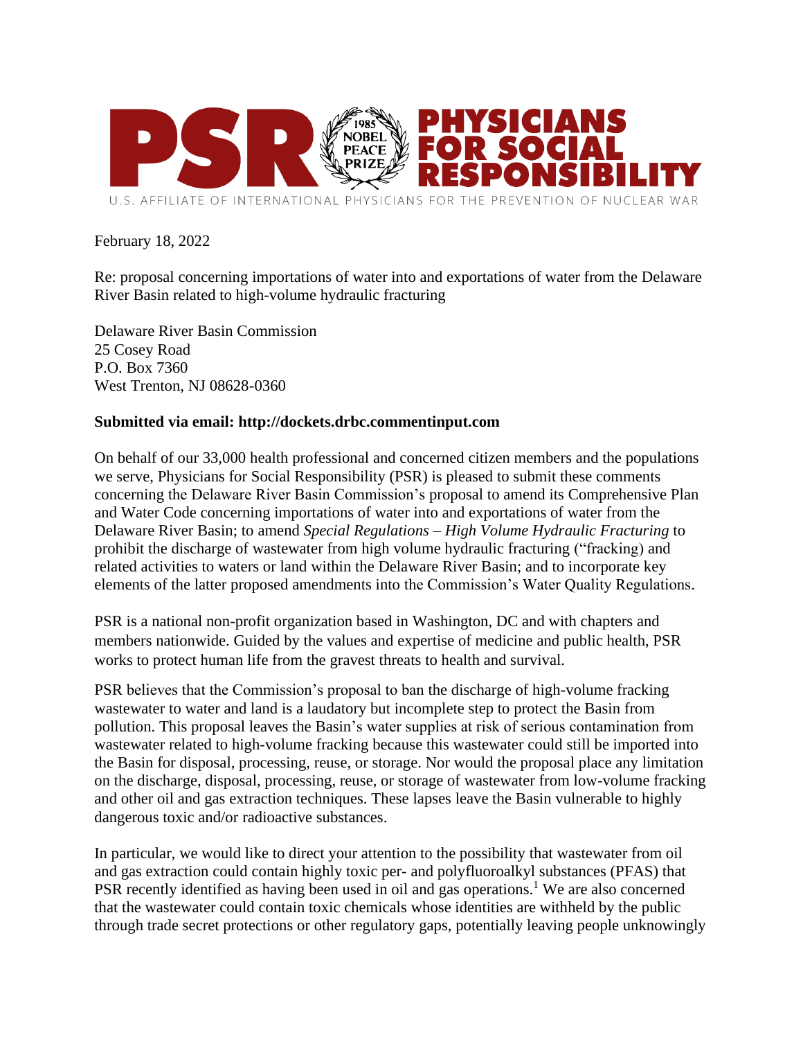# PSR PHYSICIANS FOR SOCIAL RESPONSIBILITY

1985 NOBEL PEACE PRIZE

U.S. AFFILIATE OF INTERNATIONAL PHYSICIANS FOR THE PREVENTION OF NUCLEAR WAR

February 18, 2022

Re: proposal concerning importations of water into and exportations of water from the Delaware River Basin related to high-volume hydraulic fracturing

Delaware River Basin Commission
25 Cosey Road
P.O. Box 7360
West Trenton, NJ 08628-0360

**Submitted via email: http://dockets.drbc.commentinput.com**

On behalf of our 33,000 health professional and concerned citizen members and the populations we serve, Physicians for Social Responsibility (PSR) is pleased to submit these comments concerning the Delaware River Basin Commission's proposal to amend its Comprehensive Plan and Water Code concerning importations of water into and exportations of water from the Delaware River Basin; to amend *Special Regulations – High Volume Hydraulic Fracturing* to prohibit the discharge of wastewater from high volume hydraulic fracturing ("fracking) and related activities to waters or land within the Delaware River Basin; and to incorporate key elements of the latter proposed amendments into the Commission's Water Quality Regulations.

PSR is a national non-profit organization based in Washington, DC and with chapters and members nationwide. Guided by the values and expertise of medicine and public health, PSR works to protect human life from the gravest threats to health and survival.

PSR believes that the Commission's proposal to ban the discharge of high-volume fracking wastewater to water and land is a laudatory but incomplete step to protect the Basin from pollution. This proposal leaves the Basin's water supplies at risk of serious contamination from wastewater related to high-volume fracking because this wastewater could still be imported into the Basin for disposal, processing, reuse, or storage. Nor would the proposal place any limitation on the discharge, disposal, processing, reuse, or storage of wastewater from low-volume fracking and other oil and gas extraction techniques. These lapses leave the Basin vulnerable to highly dangerous toxic and/or radioactive substances.

In particular, we would like to direct your attention to the possibility that wastewater from oil and gas extraction could contain highly toxic per- and polyfluoroalkyl substances (PFAS) that PSR recently identified as having been used in oil and gas operations.[1] We are also concerned that the wastewater could contain toxic chemicals whose identities are withheld by the public through trade secret protections or other regulatory gaps, potentially leaving people unknowingly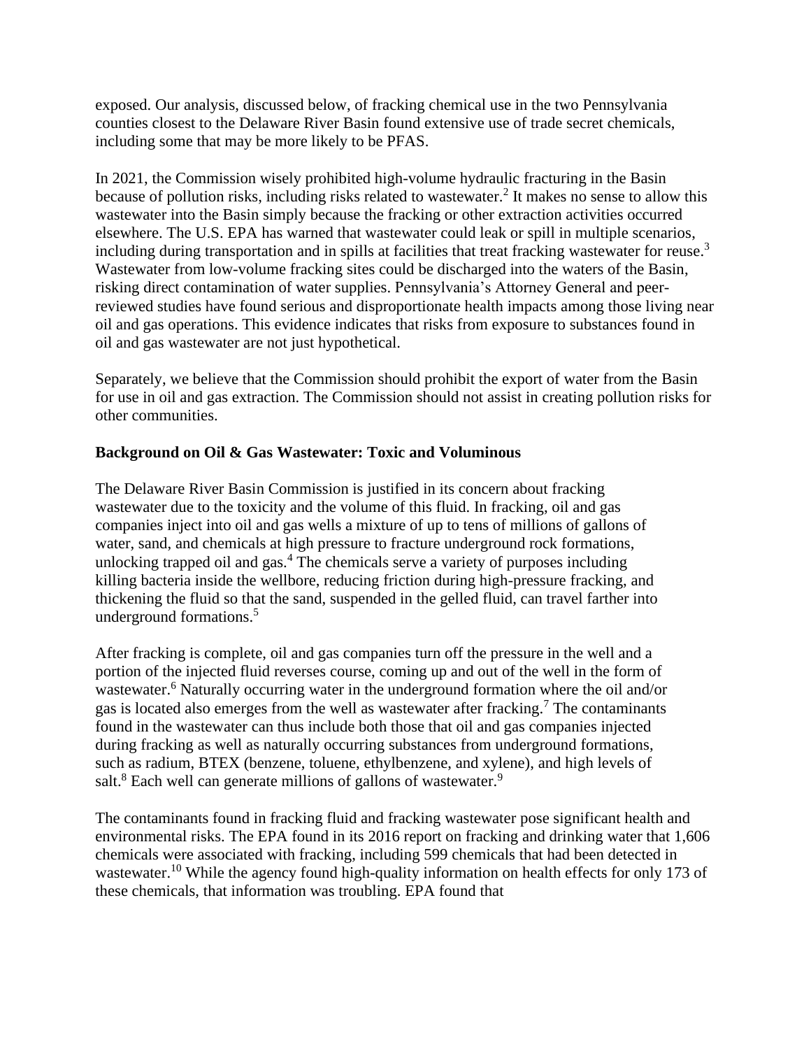exposed. Our analysis, discussed below, of fracking chemical use in the two Pennsylvania counties closest to the Delaware River Basin found extensive use of trade secret chemicals, including some that may be more likely to be PFAS.

In 2021, the Commission wisely prohibited high-volume hydraulic fracturing in the Basin because of pollution risks, including risks related to wastewater.[2] It makes no sense to allow this wastewater into the Basin simply because the fracking or other extraction activities occurred elsewhere. The U.S. EPA has warned that wastewater could leak or spill in multiple scenarios, including during transportation and in spills at facilities that treat fracking wastewater for reuse.[3] Wastewater from low-volume fracking sites could be discharged into the waters of the Basin, risking direct contamination of water supplies. Pennsylvania's Attorney General and peer-reviewed studies have found serious and disproportionate health impacts among those living near oil and gas operations. This evidence indicates that risks from exposure to substances found in oil and gas wastewater are not just hypothetical.

Separately, we believe that the Commission should prohibit the export of water from the Basin for use in oil and gas extraction. The Commission should not assist in creating pollution risks for other communities.

**Background on Oil & Gas Wastewater: Toxic and Voluminous**

The Delaware River Basin Commission is justified in its concern about fracking wastewater due to the toxicity and the volume of this fluid. In fracking, oil and gas companies inject into oil and gas wells a mixture of up to tens of millions of gallons of water, sand, and chemicals at high pressure to fracture underground rock formations, unlocking trapped oil and gas.[4] The chemicals serve a variety of purposes including killing bacteria inside the wellbore, reducing friction during high-pressure fracking, and thickening the fluid so that the sand, suspended in the gelled fluid, can travel farther into underground formations.[5]

After fracking is complete, oil and gas companies turn off the pressure in the well and a portion of the injected fluid reverses course, coming up and out of the well in the form of wastewater.[6] Naturally occurring water in the underground formation where the oil and/or gas is located also emerges from the well as wastewater after fracking.[7] The contaminants found in the wastewater can thus include both those that oil and gas companies injected during fracking as well as naturally occurring substances from underground formations, such as radium, BTEX (benzene, toluene, ethylbenzene, and xylene), and high levels of salt.[8] Each well can generate millions of gallons of wastewater.[9]

The contaminants found in fracking fluid and fracking wastewater pose significant health and environmental risks. The EPA found in its 2016 report on fracking and drinking water that 1,606 chemicals were associated with fracking, including 599 chemicals that had been detected in wastewater.[10] While the agency found high-quality information on health effects for only 173 of these chemicals, that information was troubling. EPA found that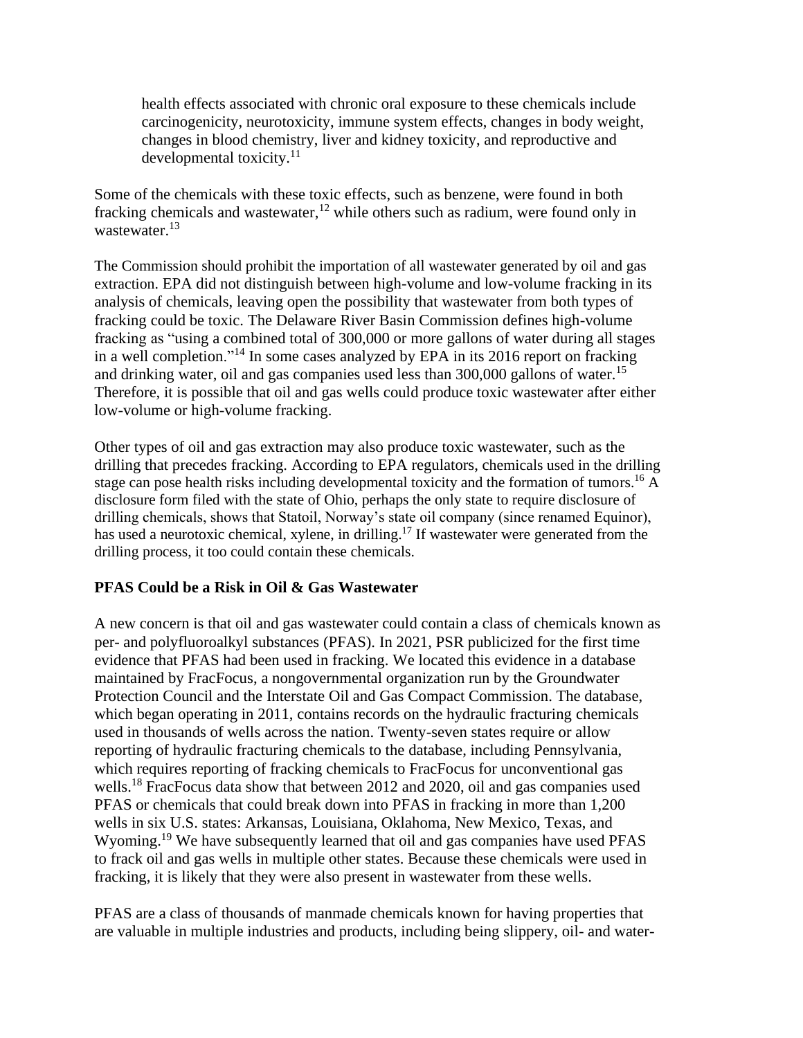> health effects associated with chronic oral exposure to these chemicals include carcinogenicity, neurotoxicity, immune system effects, changes in body weight, changes in blood chemistry, liver and kidney toxicity, and reproductive and developmental toxicity.[11]

Some of the chemicals with these toxic effects, such as benzene, were found in both fracking chemicals and wastewater,[12] while others such as radium, were found only in wastewater.[13]

The Commission should prohibit the importation of all wastewater generated by oil and gas extraction. EPA did not distinguish between high-volume and low-volume fracking in its analysis of chemicals, leaving open the possibility that wastewater from both types of fracking could be toxic. The Delaware River Basin Commission defines high-volume fracking as "using a combined total of 300,000 or more gallons of water during all stages in a well completion."[14] In some cases analyzed by EPA in its 2016 report on fracking and drinking water, oil and gas companies used less than 300,000 gallons of water.[15] Therefore, it is possible that oil and gas wells could produce toxic wastewater after either low-volume or high-volume fracking.

Other types of oil and gas extraction may also produce toxic wastewater, such as the drilling that precedes fracking. According to EPA regulators, chemicals used in the drilling stage can pose health risks including developmental toxicity and the formation of tumors.[16] A disclosure form filed with the state of Ohio, perhaps the only state to require disclosure of drilling chemicals, shows that Statoil, Norway's state oil company (since renamed Equinor), has used a neurotoxic chemical, xylene, in drilling.[17] If wastewater were generated from the drilling process, it too could contain these chemicals.

**PFAS Could be a Risk in Oil & Gas Wastewater**

A new concern is that oil and gas wastewater could contain a class of chemicals known as per- and polyfluoroalkyl substances (PFAS). In 2021, PSR publicized for the first time evidence that PFAS had been used in fracking. We located this evidence in a database maintained by FracFocus, a nongovernmental organization run by the Groundwater Protection Council and the Interstate Oil and Gas Compact Commission. The database, which began operating in 2011, contains records on the hydraulic fracturing chemicals used in thousands of wells across the nation. Twenty-seven states require or allow reporting of hydraulic fracturing chemicals to the database, including Pennsylvania, which requires reporting of fracking chemicals to FracFocus for unconventional gas wells.[18] FracFocus data show that between 2012 and 2020, oil and gas companies used PFAS or chemicals that could break down into PFAS in fracking in more than 1,200 wells in six U.S. states: Arkansas, Louisiana, Oklahoma, New Mexico, Texas, and Wyoming.[19] We have subsequently learned that oil and gas companies have used PFAS to frack oil and gas wells in multiple other states. Because these chemicals were used in fracking, it is likely that they were also present in wastewater from these wells.

PFAS are a class of thousands of manmade chemicals known for having properties that are valuable in multiple industries and products, including being slippery, oil- and water-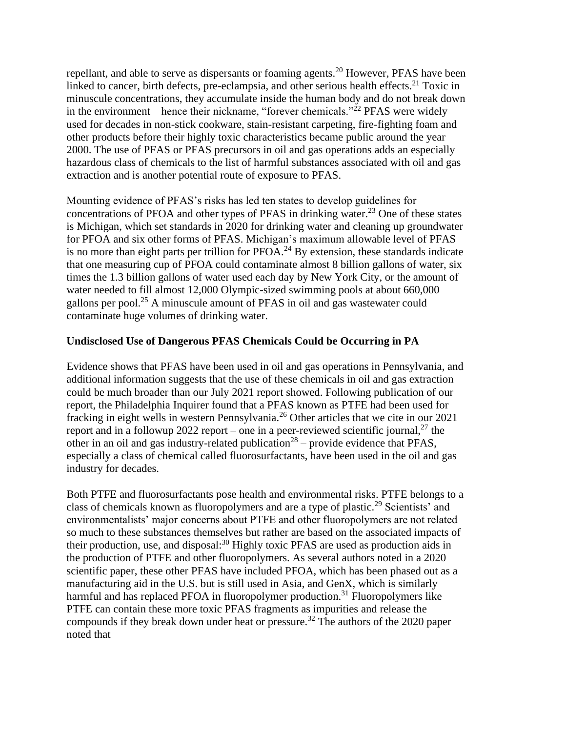repellant, and able to serve as dispersants or foaming agents.[20] However, PFAS have been linked to cancer, birth defects, pre-eclampsia, and other serious health effects.[21] Toxic in minuscule concentrations, they accumulate inside the human body and do not break down in the environment – hence their nickname, "forever chemicals."[22] PFAS were widely used for decades in non-stick cookware, stain-resistant carpeting, fire-fighting foam and other products before their highly toxic characteristics became public around the year 2000. The use of PFAS or PFAS precursors in oil and gas operations adds an especially hazardous class of chemicals to the list of harmful substances associated with oil and gas extraction and is another potential route of exposure to PFAS.

Mounting evidence of PFAS's risks has led ten states to develop guidelines for concentrations of PFOA and other types of PFAS in drinking water.[23] One of these states is Michigan, which set standards in 2020 for drinking water and cleaning up groundwater for PFOA and six other forms of PFAS. Michigan's maximum allowable level of PFAS is no more than eight parts per trillion for PFOA.[24] By extension, these standards indicate that one measuring cup of PFOA could contaminate almost 8 billion gallons of water, six times the 1.3 billion gallons of water used each day by New York City, or the amount of water needed to fill almost 12,000 Olympic-sized swimming pools at about 660,000 gallons per pool.[25] A minuscule amount of PFAS in oil and gas wastewater could contaminate huge volumes of drinking water.

**Undisclosed Use of Dangerous PFAS Chemicals Could be Occurring in PA**

Evidence shows that PFAS have been used in oil and gas operations in Pennsylvania, and additional information suggests that the use of these chemicals in oil and gas extraction could be much broader than our July 2021 report showed. Following publication of our report, the Philadelphia Inquirer found that a PFAS known as PTFE had been used for fracking in eight wells in western Pennsylvania.[26] Other articles that we cite in our 2021 report and in a followup 2022 report – one in a peer-reviewed scientific journal,[27] the other in an oil and gas industry-related publication[28] – provide evidence that PFAS, especially a class of chemical called fluorosurfactants, have been used in the oil and gas industry for decades.

Both PTFE and fluorosurfactants pose health and environmental risks. PTFE belongs to a class of chemicals known as fluoropolymers and are a type of plastic.[29] Scientists' and environmentalists' major concerns about PTFE and other fluoropolymers are not related so much to these substances themselves but rather are based on the associated impacts of their production, use, and disposal:[30] Highly toxic PFAS are used as production aids in the production of PTFE and other fluoropolymers. As several authors noted in a 2020 scientific paper, these other PFAS have included PFOA, which has been phased out as a manufacturing aid in the U.S. but is still used in Asia, and GenX, which is similarly harmful and has replaced PFOA in fluoropolymer production.[31] Fluoropolymers like PTFE can contain these more toxic PFAS fragments as impurities and release the compounds if they break down under heat or pressure.[32] The authors of the 2020 paper noted that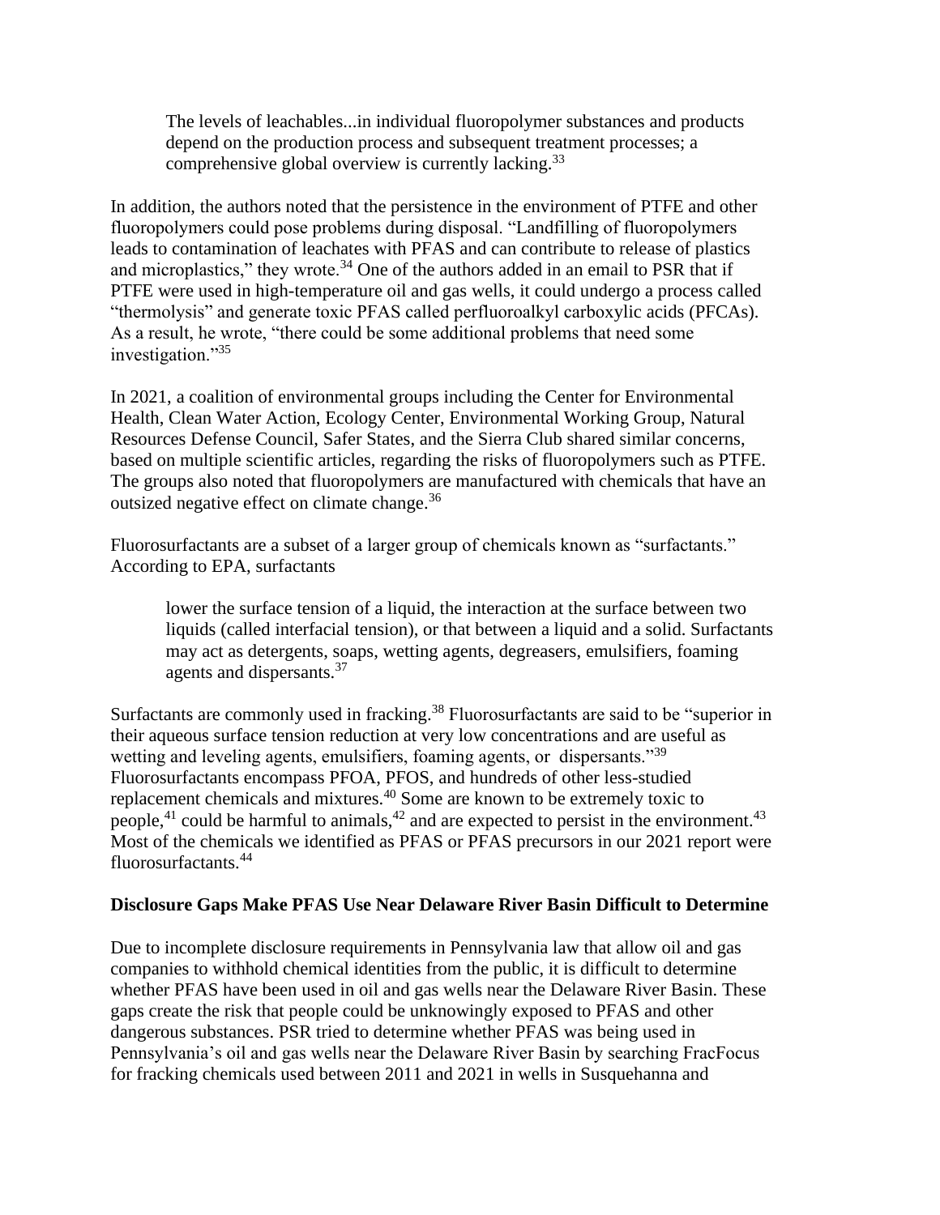> The levels of leachables...in individual fluoropolymer substances and products depend on the production process and subsequent treatment processes; a comprehensive global overview is currently lacking.[33]

In addition, the authors noted that the persistence in the environment of PTFE and other fluoropolymers could pose problems during disposal. "Landfilling of fluoropolymers leads to contamination of leachates with PFAS and can contribute to release of plastics and microplastics," they wrote.[34] One of the authors added in an email to PSR that if PTFE were used in high-temperature oil and gas wells, it could undergo a process called "thermolysis" and generate toxic PFAS called perfluoroalkyl carboxylic acids (PFCAs). As a result, he wrote, "there could be some additional problems that need some investigation."[35]

In 2021, a coalition of environmental groups including the Center for Environmental Health, Clean Water Action, Ecology Center, Environmental Working Group, Natural Resources Defense Council, Safer States, and the Sierra Club shared similar concerns, based on multiple scientific articles, regarding the risks of fluoropolymers such as PTFE. The groups also noted that fluoropolymers are manufactured with chemicals that have an outsized negative effect on climate change.[36]

Fluorosurfactants are a subset of a larger group of chemicals known as "surfactants." According to EPA, surfactants

> lower the surface tension of a liquid, the interaction at the surface between two liquids (called interfacial tension), or that between a liquid and a solid. Surfactants may act as detergents, soaps, wetting agents, degreasers, emulsifiers, foaming agents and dispersants.[37]

Surfactants are commonly used in fracking.[38] Fluorosurfactants are said to be "superior in their aqueous surface tension reduction at very low concentrations and are useful as wetting and leveling agents, emulsifiers, foaming agents, or dispersants."[39] Fluorosurfactants encompass PFOA, PFOS, and hundreds of other less-studied replacement chemicals and mixtures.[40] Some are known to be extremely toxic to people,[41] could be harmful to animals,[42] and are expected to persist in the environment.[43] Most of the chemicals we identified as PFAS or PFAS precursors in our 2021 report were fluorosurfactants.[44]

**Disclosure Gaps Make PFAS Use Near Delaware River Basin Difficult to Determine**

Due to incomplete disclosure requirements in Pennsylvania law that allow oil and gas companies to withhold chemical identities from the public, it is difficult to determine whether PFAS have been used in oil and gas wells near the Delaware River Basin. These gaps create the risk that people could be unknowingly exposed to PFAS and other dangerous substances. PSR tried to determine whether PFAS was being used in Pennsylvania's oil and gas wells near the Delaware River Basin by searching FracFocus for fracking chemicals used between 2011 and 2021 in wells in Susquehanna and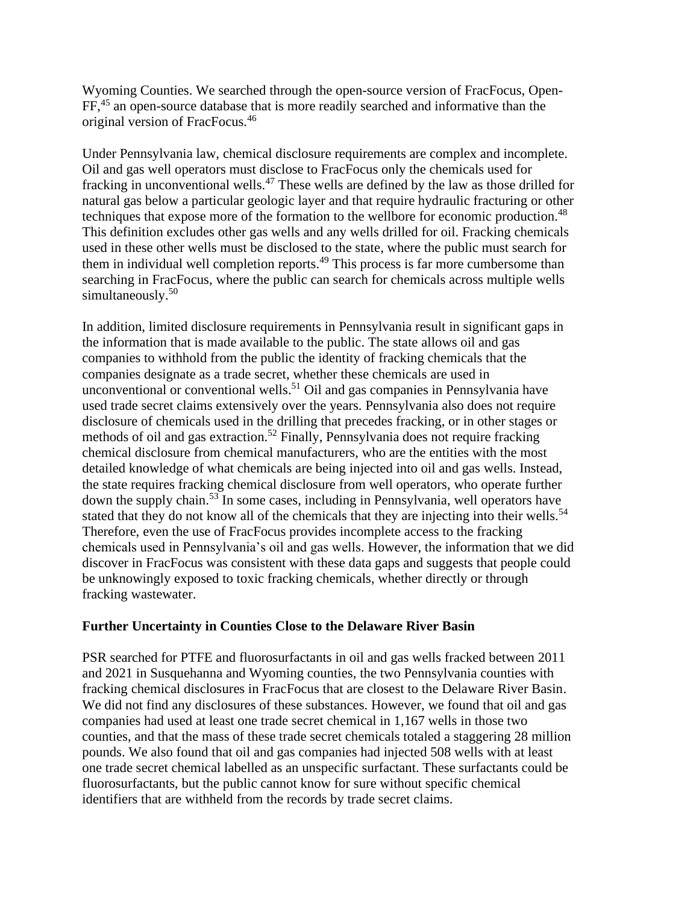Wyoming Counties. We searched through the open-source version of FracFocus, Open-FF,[45] an open-source database that is more readily searched and informative than the original version of FracFocus.[46]

Under Pennsylvania law, chemical disclosure requirements are complex and incomplete. Oil and gas well operators must disclose to FracFocus only the chemicals used for fracking in unconventional wells.[47] These wells are defined by the law as those drilled for natural gas below a particular geologic layer and that require hydraulic fracturing or other techniques that expose more of the formation to the wellbore for economic production.[48] This definition excludes other gas wells and any wells drilled for oil. Fracking chemicals used in these other wells must be disclosed to the state, where the public must search for them in individual well completion reports.[49] This process is far more cumbersome than searching in FracFocus, where the public can search for chemicals across multiple wells simultaneously.[50]

In addition, limited disclosure requirements in Pennsylvania result in significant gaps in the information that is made available to the public. The state allows oil and gas companies to withhold from the public the identity of fracking chemicals that the companies designate as a trade secret, whether these chemicals are used in unconventional or conventional wells.[51] Oil and gas companies in Pennsylvania have used trade secret claims extensively over the years. Pennsylvania also does not require disclosure of chemicals used in the drilling that precedes fracking, or in other stages or methods of oil and gas extraction.[52] Finally, Pennsylvania does not require fracking chemical disclosure from chemical manufacturers, who are the entities with the most detailed knowledge of what chemicals are being injected into oil and gas wells. Instead, the state requires fracking chemical disclosure from well operators, who operate further down the supply chain.[53] In some cases, including in Pennsylvania, well operators have stated that they do not know all of the chemicals that they are injecting into their wells.[54] Therefore, even the use of FracFocus provides incomplete access to the fracking chemicals used in Pennsylvania's oil and gas wells. However, the information that we did discover in FracFocus was consistent with these data gaps and suggests that people could be unknowingly exposed to toxic fracking chemicals, whether directly or through fracking wastewater.

### Further Uncertainty in Counties Close to the Delaware River Basin

PSR searched for PTFE and fluorosurfactants in oil and gas wells fracked between 2011 and 2021 in Susquehanna and Wyoming counties, the two Pennsylvania counties with fracking chemical disclosures in FracFocus that are closest to the Delaware River Basin. We did not find any disclosures of these substances. However, we found that oil and gas companies had used at least one trade secret chemical in 1,167 wells in those two counties, and that the mass of these trade secret chemicals totaled a staggering 28 million pounds. We also found that oil and gas companies had injected 508 wells with at least one trade secret chemical labelled as an unspecific surfactant. These surfactants could be fluorosurfactants, but the public cannot know for sure without specific chemical identifiers that are withheld from the records by trade secret claims.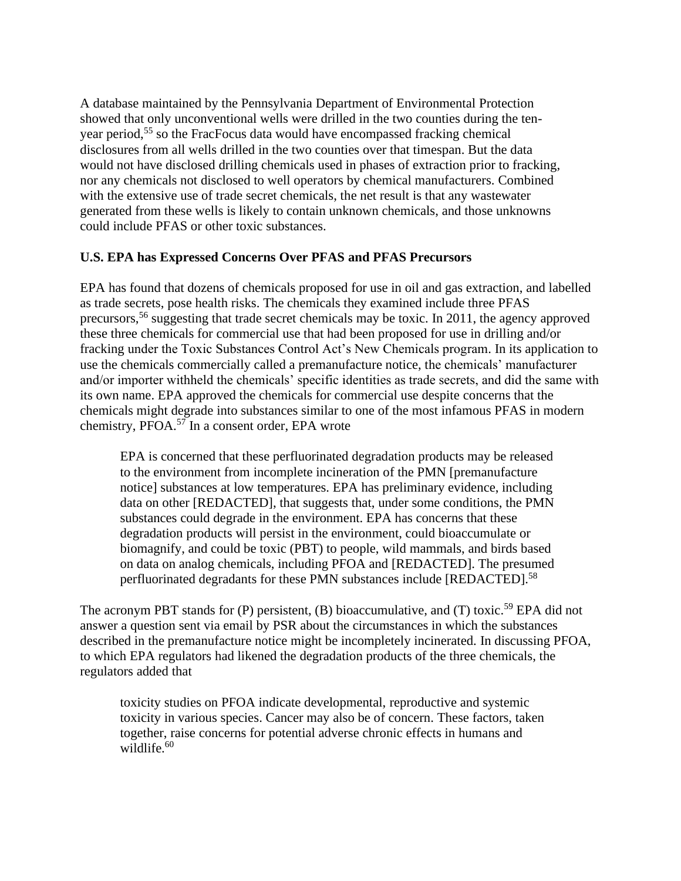A database maintained by the Pennsylvania Department of Environmental Protection showed that only unconventional wells were drilled in the two counties during the ten-year period,[55] so the FracFocus data would have encompassed fracking chemical disclosures from all wells drilled in the two counties over that timespan. But the data would not have disclosed drilling chemicals used in phases of extraction prior to fracking, nor any chemicals not disclosed to well operators by chemical manufacturers. Combined with the extensive use of trade secret chemicals, the net result is that any wastewater generated from these wells is likely to contain unknown chemicals, and those unknowns could include PFAS or other toxic substances.

## U.S. EPA has Expressed Concerns Over PFAS and PFAS Precursors

EPA has found that dozens of chemicals proposed for use in oil and gas extraction, and labelled as trade secrets, pose health risks. The chemicals they examined include three PFAS precursors,[56] suggesting that trade secret chemicals may be toxic. In 2011, the agency approved these three chemicals for commercial use that had been proposed for use in drilling and/or fracking under the Toxic Substances Control Act's New Chemicals program. In its application to use the chemicals commercially called a premanufacture notice, the chemicals' manufacturer and/or importer withheld the chemicals' specific identities as trade secrets, and did the same with its own name. EPA approved the chemicals for commercial use despite concerns that the chemicals might degrade into substances similar to one of the most infamous PFAS in modern chemistry, PFOA.[57] In a consent order, EPA wrote

> EPA is concerned that these perfluorinated degradation products may be released to the environment from incomplete incineration of the PMN [premanufacture notice] substances at low temperatures. EPA has preliminary evidence, including data on other [REDACTED], that suggests that, under some conditions, the PMN substances could degrade in the environment. EPA has concerns that these degradation products will persist in the environment, could bioaccumulate or biomagnify, and could be toxic (PBT) to people, wild mammals, and birds based on data on analog chemicals, including PFOA and [REDACTED]. The presumed perfluorinated degradants for these PMN substances include [REDACTED].[58]

The acronym PBT stands for (P) persistent, (B) bioaccumulative, and (T) toxic.[59] EPA did not answer a question sent via email by PSR about the circumstances in which the substances described in the premanufacture notice might be incompletely incinerated. In discussing PFOA, to which EPA regulators had likened the degradation products of the three chemicals, the regulators added that

> toxicity studies on PFOA indicate developmental, reproductive and systemic toxicity in various species. Cancer may also be of concern. These factors, taken together, raise concerns for potential adverse chronic effects in humans and wildlife.[60]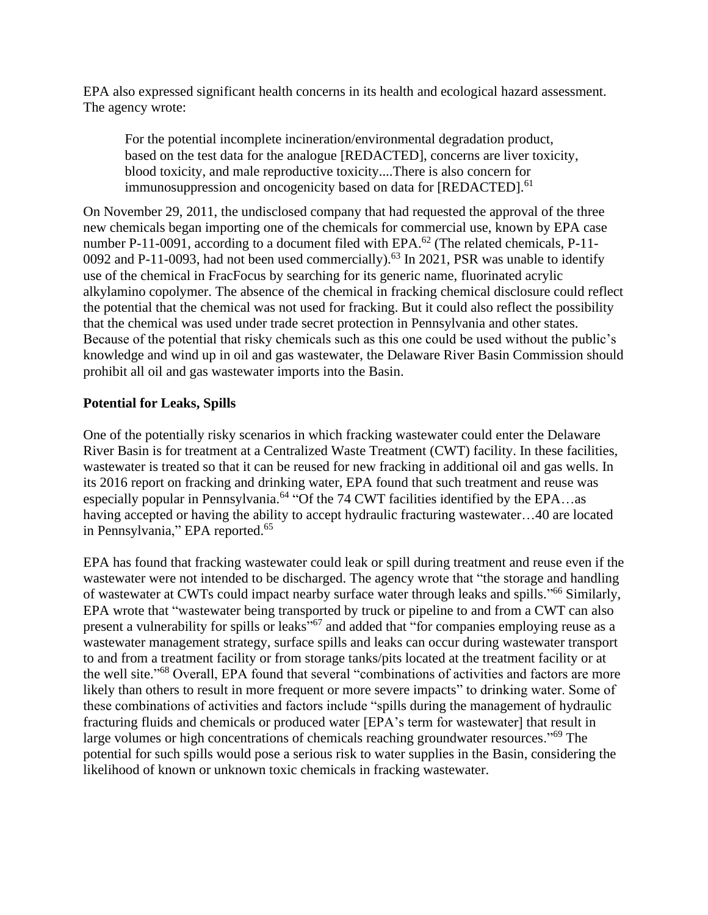EPA also expressed significant health concerns in its health and ecological hazard assessment. The agency wrote:

> For the potential incomplete incineration/environmental degradation product, based on the test data for the analogue [REDACTED], concerns are liver toxicity, blood toxicity, and male reproductive toxicity....There is also concern for immunosuppression and oncogenicity based on data for [REDACTED].[61]

On November 29, 2011, the undisclosed company that had requested the approval of the three new chemicals began importing one of the chemicals for commercial use, known by EPA case number P-11-0091, according to a document filed with EPA.[62] (The related chemicals, P-11-0092 and P-11-0093, had not been used commercially).[63] In 2021, PSR was unable to identify use of the chemical in FracFocus by searching for its generic name, fluorinated acrylic alkylamino copolymer. The absence of the chemical in fracking chemical disclosure could reflect the potential that the chemical was not used for fracking. But it could also reflect the possibility that the chemical was used under trade secret protection in Pennsylvania and other states. Because of the potential that risky chemicals such as this one could be used without the public's knowledge and wind up in oil and gas wastewater, the Delaware River Basin Commission should prohibit all oil and gas wastewater imports into the Basin.

**Potential for Leaks, Spills**

One of the potentially risky scenarios in which fracking wastewater could enter the Delaware River Basin is for treatment at a Centralized Waste Treatment (CWT) facility. In these facilities, wastewater is treated so that it can be reused for new fracking in additional oil and gas wells. In its 2016 report on fracking and drinking water, EPA found that such treatment and reuse was especially popular in Pennsylvania.[64] "Of the 74 CWT facilities identified by the EPA…as having accepted or having the ability to accept hydraulic fracturing wastewater…40 are located in Pennsylvania," EPA reported.[65]

EPA has found that fracking wastewater could leak or spill during treatment and reuse even if the wastewater were not intended to be discharged. The agency wrote that "the storage and handling of wastewater at CWTs could impact nearby surface water through leaks and spills."[66] Similarly, EPA wrote that "wastewater being transported by truck or pipeline to and from a CWT can also present a vulnerability for spills or leaks"[67] and added that "for companies employing reuse as a wastewater management strategy, surface spills and leaks can occur during wastewater transport to and from a treatment facility or from storage tanks/pits located at the treatment facility or at the well site."[68] Overall, EPA found that several "combinations of activities and factors are more likely than others to result in more frequent or more severe impacts" to drinking water. Some of these combinations of activities and factors include "spills during the management of hydraulic fracturing fluids and chemicals or produced water [EPA's term for wastewater] that result in large volumes or high concentrations of chemicals reaching groundwater resources."[69] The potential for such spills would pose a serious risk to water supplies in the Basin, considering the likelihood of known or unknown toxic chemicals in fracking wastewater.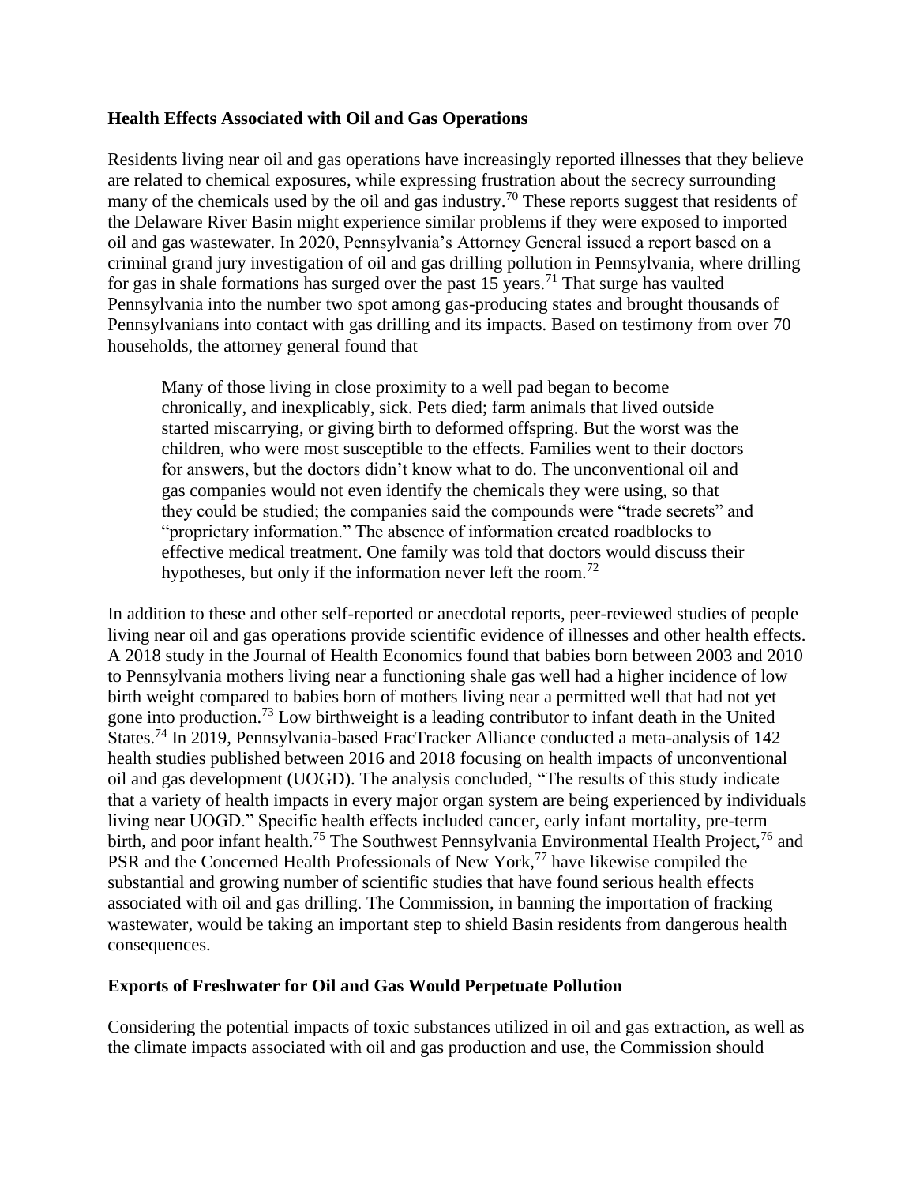**Health Effects Associated with Oil and Gas Operations**

Residents living near oil and gas operations have increasingly reported illnesses that they believe are related to chemical exposures, while expressing frustration about the secrecy surrounding many of the chemicals used by the oil and gas industry.[70] These reports suggest that residents of the Delaware River Basin might experience similar problems if they were exposed to imported oil and gas wastewater. In 2020, Pennsylvania's Attorney General issued a report based on a criminal grand jury investigation of oil and gas drilling pollution in Pennsylvania, where drilling for gas in shale formations has surged over the past 15 years.[71] That surge has vaulted Pennsylvania into the number two spot among gas-producing states and brought thousands of Pennsylvanians into contact with gas drilling and its impacts. Based on testimony from over 70 households, the attorney general found that

> Many of those living in close proximity to a well pad began to become chronically, and inexplicably, sick. Pets died; farm animals that lived outside started miscarrying, or giving birth to deformed offspring. But the worst was the children, who were most susceptible to the effects. Families went to their doctors for answers, but the doctors didn't know what to do. The unconventional oil and gas companies would not even identify the chemicals they were using, so that they could be studied; the companies said the compounds were "trade secrets" and "proprietary information." The absence of information created roadblocks to effective medical treatment. One family was told that doctors would discuss their hypotheses, but only if the information never left the room.[72]

In addition to these and other self-reported or anecdotal reports, peer-reviewed studies of people living near oil and gas operations provide scientific evidence of illnesses and other health effects. A 2018 study in the Journal of Health Economics found that babies born between 2003 and 2010 to Pennsylvania mothers living near a functioning shale gas well had a higher incidence of low birth weight compared to babies born of mothers living near a permitted well that had not yet gone into production.[73] Low birthweight is a leading contributor to infant death in the United States.[74] In 2019, Pennsylvania-based FracTracker Alliance conducted a meta-analysis of 142 health studies published between 2016 and 2018 focusing on health impacts of unconventional oil and gas development (UOGD). The analysis concluded, "The results of this study indicate that a variety of health impacts in every major organ system are being experienced by individuals living near UOGD." Specific health effects included cancer, early infant mortality, pre-term birth, and poor infant health.[75] The Southwest Pennsylvania Environmental Health Project,[76] and PSR and the Concerned Health Professionals of New York,[77] have likewise compiled the substantial and growing number of scientific studies that have found serious health effects associated with oil and gas drilling. The Commission, in banning the importation of fracking wastewater, would be taking an important step to shield Basin residents from dangerous health consequences.

**Exports of Freshwater for Oil and Gas Would Perpetuate Pollution**

Considering the potential impacts of toxic substances utilized in oil and gas extraction, as well as the climate impacts associated with oil and gas production and use, the Commission should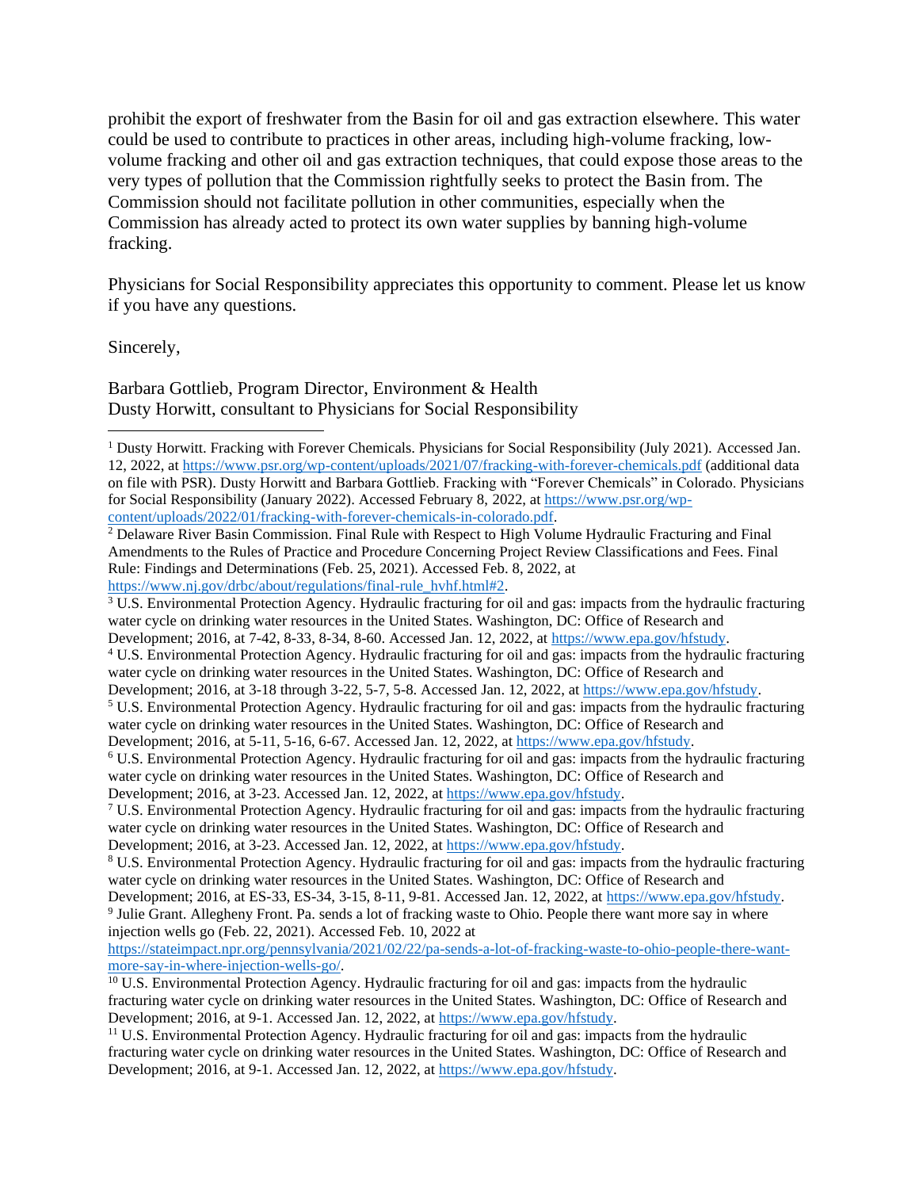prohibit the export of freshwater from the Basin for oil and gas extraction elsewhere. This water could be used to contribute to practices in other areas, including high-volume fracking, low-volume fracking and other oil and gas extraction techniques, that could expose those areas to the very types of pollution that the Commission rightfully seeks to protect the Basin from. The Commission should not facilitate pollution in other communities, especially when the Commission has already acted to protect its own water supplies by banning high-volume fracking.

Physicians for Social Responsibility appreciates this opportunity to comment. Please let us know if you have any questions.

Sincerely,

Barbara Gottlieb, Program Director, Environment & Health
Dusty Horwitt, consultant to Physicians for Social Responsibility

---

[1] Dusty Horwitt. Fracking with Forever Chemicals. Physicians for Social Responsibility (July 2021). Accessed Jan. 12, 2022, at https://www.psr.org/wp-content/uploads/2021/07/fracking-with-forever-chemicals.pdf (additional data on file with PSR). Dusty Horwitt and Barbara Gottlieb. Fracking with "Forever Chemicals" in Colorado. Physicians for Social Responsibility (January 2022). Accessed February 8, 2022, at https://www.psr.org/wp-content/uploads/2022/01/fracking-with-forever-chemicals-in-colorado.pdf.

[2] Delaware River Basin Commission. Final Rule with Respect to High Volume Hydraulic Fracturing and Final Amendments to the Rules of Practice and Procedure Concerning Project Review Classifications and Fees. Final Rule: Findings and Determinations (Feb. 25, 2021). Accessed Feb. 8, 2022, at https://www.nj.gov/drbc/about/regulations/final-rule_hvhf.html#2.

[3] U.S. Environmental Protection Agency. Hydraulic fracturing for oil and gas: impacts from the hydraulic fracturing water cycle on drinking water resources in the United States. Washington, DC: Office of Research and Development; 2016, at 7-42, 8-33, 8-34, 8-60. Accessed Jan. 12, 2022, at https://www.epa.gov/hfstudy.

[4] U.S. Environmental Protection Agency. Hydraulic fracturing for oil and gas: impacts from the hydraulic fracturing water cycle on drinking water resources in the United States. Washington, DC: Office of Research and Development; 2016, at 3-18 through 3-22, 5-7, 5-8. Accessed Jan. 12, 2022, at https://www.epa.gov/hfstudy.

[5] U.S. Environmental Protection Agency. Hydraulic fracturing for oil and gas: impacts from the hydraulic fracturing water cycle on drinking water resources in the United States. Washington, DC: Office of Research and Development; 2016, at 5-11, 5-16, 6-67. Accessed Jan. 12, 2022, at https://www.epa.gov/hfstudy.

[6] U.S. Environmental Protection Agency. Hydraulic fracturing for oil and gas: impacts from the hydraulic fracturing water cycle on drinking water resources in the United States. Washington, DC: Office of Research and Development; 2016, at 3-23. Accessed Jan. 12, 2022, at https://www.epa.gov/hfstudy.

[7] U.S. Environmental Protection Agency. Hydraulic fracturing for oil and gas: impacts from the hydraulic fracturing water cycle on drinking water resources in the United States. Washington, DC: Office of Research and Development; 2016, at 3-23. Accessed Jan. 12, 2022, at https://www.epa.gov/hfstudy.

[8] U.S. Environmental Protection Agency. Hydraulic fracturing for oil and gas: impacts from the hydraulic fracturing water cycle on drinking water resources in the United States. Washington, DC: Office of Research and Development; 2016, at ES-33, ES-34, 3-15, 8-11, 9-81. Accessed Jan. 12, 2022, at https://www.epa.gov/hfstudy.

[9] Julie Grant. Allegheny Front. Pa. sends a lot of fracking waste to Ohio. People there want more say in where injection wells go (Feb. 22, 2021). Accessed Feb. 10, 2022 at https://stateimpact.npr.org/pennsylvania/2021/02/22/pa-sends-a-lot-of-fracking-waste-to-ohio-people-there-want-more-say-in-where-injection-wells-go/.

[10] U.S. Environmental Protection Agency. Hydraulic fracturing for oil and gas: impacts from the hydraulic fracturing water cycle on drinking water resources in the United States. Washington, DC: Office of Research and Development; 2016, at 9-1. Accessed Jan. 12, 2022, at https://www.epa.gov/hfstudy.

[11] U.S. Environmental Protection Agency. Hydraulic fracturing for oil and gas: impacts from the hydraulic fracturing water cycle on drinking water resources in the United States. Washington, DC: Office of Research and Development; 2016, at 9-1. Accessed Jan. 12, 2022, at https://www.epa.gov/hfstudy.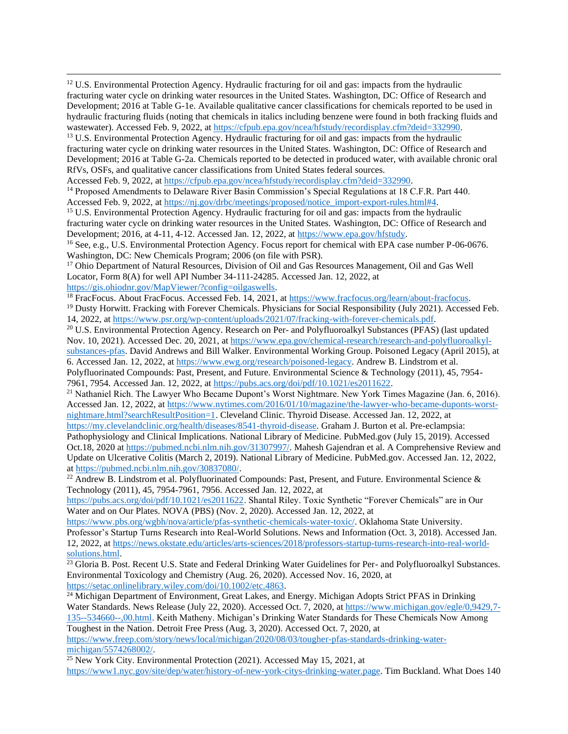[12] U.S. Environmental Protection Agency. Hydraulic fracturing for oil and gas: impacts from the hydraulic fracturing water cycle on drinking water resources in the United States. Washington, DC: Office of Research and Development; 2016 at Table G-1e. Available qualitative cancer classifications for chemicals reported to be used in hydraulic fracturing fluids (noting that chemicals in italics including benzene were found in both fracking fluids and wastewater). Accessed Feb. 9, 2022, at https://cfpub.epa.gov/ncea/hfstudy/recordisplay.cfm?deid=332990.

[13] U.S. Environmental Protection Agency. Hydraulic fracturing for oil and gas: impacts from the hydraulic fracturing water cycle on drinking water resources in the United States. Washington, DC: Office of Research and Development; 2016 at Table G-2a. Chemicals reported to be detected in produced water, with available chronic oral RfVs, OSFs, and qualitative cancer classifications from United States federal sources. Accessed Feb. 9, 2022, at https://cfpub.epa.gov/ncea/hfstudy/recordisplay.cfm?deid=332990.

[14] Proposed Amendments to Delaware River Basin Commission's Special Regulations at 18 C.F.R. Part 440. Accessed Feb. 9, 2022, at https://nj.gov/drbc/meetings/proposed/notice_import-export-rules.html#4.

[15] U.S. Environmental Protection Agency. Hydraulic fracturing for oil and gas: impacts from the hydraulic fracturing water cycle on drinking water resources in the United States. Washington, DC: Office of Research and Development; 2016, at 4-11, 4-12. Accessed Jan. 12, 2022, at https://www.epa.gov/hfstudy.

[16] See, e.g., U.S. Environmental Protection Agency. Focus report for chemical with EPA case number P-06-0676. Washington, DC: New Chemicals Program; 2006 (on file with PSR).

[17] Ohio Department of Natural Resources, Division of Oil and Gas Resources Management, Oil and Gas Well Locator, Form 8(A) for well API Number 34-111-24285. Accessed Jan. 12, 2022, at https://gis.ohiodnr.gov/MapViewer/?config=oilgaswells.

[18] FracFocus. About FracFocus. Accessed Feb. 14, 2021, at https://www.fracfocus.org/learn/about-fracfocus.

[19] Dusty Horwitt. Fracking with Forever Chemicals. Physicians for Social Responsibility (July 2021). Accessed Feb. 14, 2022, at https://www.psr.org/wp-content/uploads/2021/07/fracking-with-forever-chemicals.pdf.

[20] U.S. Environmental Protection Agency. Research on Per- and Polyfluoroalkyl Substances (PFAS) (last updated Nov. 10, 2021). Accessed Dec. 20, 2021, at https://www.epa.gov/chemical-research/research-and-polyfluoroalkyl-substances-pfas. David Andrews and Bill Walker. Environmental Working Group. Poisoned Legacy (April 2015), at 6. Accessed Jan. 12, 2022, at https://www.ewg.org/research/poisoned-legacy. Andrew B. Lindstrom et al. Polyfluorinated Compounds: Past, Present, and Future. Environmental Science & Technology (2011), 45, 7954-7961, 7954. Accessed Jan. 12, 2022, at https://pubs.acs.org/doi/pdf/10.1021/es2011622.

[21] Nathaniel Rich. The Lawyer Who Became Dupont's Worst Nightmare. New York Times Magazine (Jan. 6, 2016). Accessed Jan. 12, 2022, at https://www.nytimes.com/2016/01/10/magazine/the-lawyer-who-became-duponts-worst-nightmare.html?searchResultPosition=1. Cleveland Clinic. Thyroid Disease. Accessed Jan. 12, 2022, at https://my.clevelandclinic.org/health/diseases/8541-thyroid-disease. Graham J. Burton et al. Pre-eclampsia: Pathophysiology and Clinical Implications. National Library of Medicine. PubMed.gov (July 15, 2019). Accessed Oct.18, 2020 at https://pubmed.ncbi.nlm.nih.gov/31307997/. Mahesh Gajendran et al. A Comprehensive Review and Update on Ulcerative Colitis (March 2, 2019). National Library of Medicine. PubMed.gov. Accessed Jan. 12, 2022, at https://pubmed.ncbi.nlm.nih.gov/30837080/.

[22] Andrew B. Lindstrom et al. Polyfluorinated Compounds: Past, Present, and Future. Environmental Science & Technology (2011), 45, 7954-7961, 7956. Accessed Jan. 12, 2022, at https://pubs.acs.org/doi/pdf/10.1021/es2011622. Shantal Riley. Toxic Synthetic "Forever Chemicals" are in Our Water and on Our Plates. NOVA (PBS) (Nov. 2, 2020). Accessed Jan. 12, 2022, at https://www.pbs.org/wgbh/nova/article/pfas-synthetic-chemicals-water-toxic/. Oklahoma State University. Professor's Startup Turns Research into Real-World Solutions. News and Information (Oct. 3, 2018). Accessed Jan. 12, 2022, at https://news.okstate.edu/articles/arts-sciences/2018/professors-startup-turns-research-into-real-world-solutions.html.

[23] Gloria B. Post. Recent U.S. State and Federal Drinking Water Guidelines for Per- and Polyfluoroalkyl Substances. Environmental Toxicology and Chemistry (Aug. 26, 2020). Accessed Nov. 16, 2020, at https://setac.onlinelibrary.wiley.com/doi/10.1002/etc.4863.

[24] Michigan Department of Environment, Great Lakes, and Energy. Michigan Adopts Strict PFAS in Drinking Water Standards. News Release (July 22, 2020). Accessed Oct. 7, 2020, at https://www.michigan.gov/egle/0,9429,7-135--534660--,00.html. Keith Matheny. Michigan's Drinking Water Standards for These Chemicals Now Among Toughest in the Nation. Detroit Free Press (Aug. 3, 2020). Accessed Oct. 7, 2020, at https://www.freep.com/story/news/local/michigan/2020/08/03/tougher-pfas-standards-drinking-water-michigan/5574268002/.

[25] New York City. Environmental Protection (2021). Accessed May 15, 2021, at https://www1.nyc.gov/site/dep/water/history-of-new-york-citys-drinking-water.page. Tim Buckland. What Does 140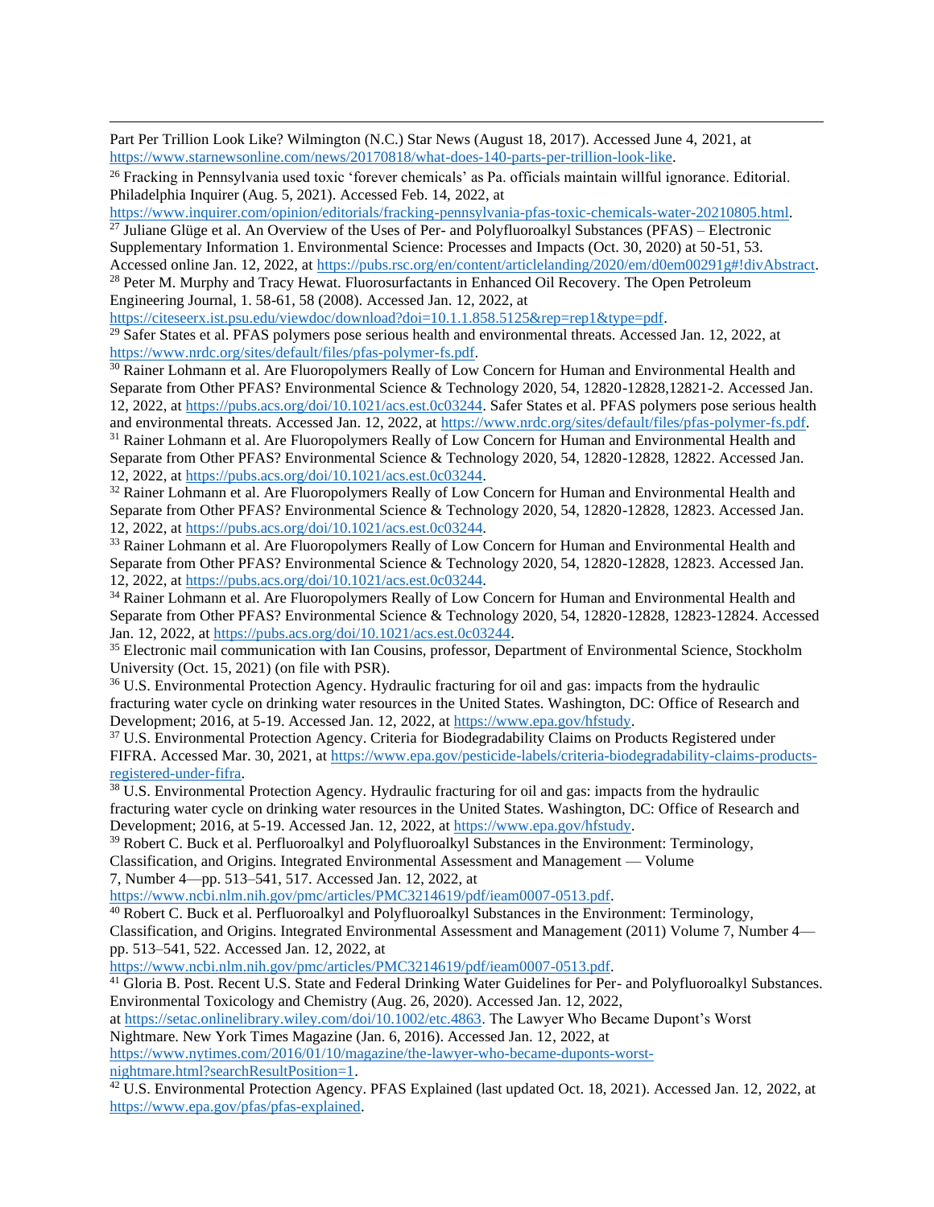Part Per Trillion Look Like? Wilmington (N.C.) Star News (August 18, 2017). Accessed June 4, 2021, at https://www.starnewsonline.com/news/20170818/what-does-140-parts-per-trillion-look-like.

[26] Fracking in Pennsylvania used toxic 'forever chemicals' as Pa. officials maintain willful ignorance. Editorial. Philadelphia Inquirer (Aug. 5, 2021). Accessed Feb. 14, 2022, at https://www.inquirer.com/opinion/editorials/fracking-pennsylvania-pfas-toxic-chemicals-water-20210805.html.

[27] Juliane Glüge et al. An Overview of the Uses of Per- and Polyfluoroalkyl Substances (PFAS) – Electronic Supplementary Information 1. Environmental Science: Processes and Impacts (Oct. 30, 2020) at 50-51, 53. Accessed online Jan. 12, 2022, at https://pubs.rsc.org/en/content/articlelanding/2020/em/d0em00291g#!divAbstract.

[28] Peter M. Murphy and Tracy Hewat. Fluorosurfactants in Enhanced Oil Recovery. The Open Petroleum Engineering Journal, 1. 58-61, 58 (2008). Accessed Jan. 12, 2022, at https://citeseerx.ist.psu.edu/viewdoc/download?doi=10.1.1.858.5125&rep=rep1&type=pdf.

[29] Safer States et al. PFAS polymers pose serious health and environmental threats. Accessed Jan. 12, 2022, at https://www.nrdc.org/sites/default/files/pfas-polymer-fs.pdf.

[30] Rainer Lohmann et al. Are Fluoropolymers Really of Low Concern for Human and Environmental Health and Separate from Other PFAS? Environmental Science & Technology 2020, 54, 12820-12828,12821-2. Accessed Jan. 12, 2022, at https://pubs.acs.org/doi/10.1021/acs.est.0c03244. Safer States et al. PFAS polymers pose serious health and environmental threats. Accessed Jan. 12, 2022, at https://www.nrdc.org/sites/default/files/pfas-polymer-fs.pdf.

[31] Rainer Lohmann et al. Are Fluoropolymers Really of Low Concern for Human and Environmental Health and Separate from Other PFAS? Environmental Science & Technology 2020, 54, 12820-12828, 12822. Accessed Jan. 12, 2022, at https://pubs.acs.org/doi/10.1021/acs.est.0c03244.

[32] Rainer Lohmann et al. Are Fluoropolymers Really of Low Concern for Human and Environmental Health and Separate from Other PFAS? Environmental Science & Technology 2020, 54, 12820-12828, 12823. Accessed Jan. 12, 2022, at https://pubs.acs.org/doi/10.1021/acs.est.0c03244.

[33] Rainer Lohmann et al. Are Fluoropolymers Really of Low Concern for Human and Environmental Health and Separate from Other PFAS? Environmental Science & Technology 2020, 54, 12820-12828, 12823. Accessed Jan. 12, 2022, at https://pubs.acs.org/doi/10.1021/acs.est.0c03244.

[34] Rainer Lohmann et al. Are Fluoropolymers Really of Low Concern for Human and Environmental Health and Separate from Other PFAS? Environmental Science & Technology 2020, 54, 12820-12828, 12823-12824. Accessed Jan. 12, 2022, at https://pubs.acs.org/doi/10.1021/acs.est.0c03244.

[35] Electronic mail communication with Ian Cousins, professor, Department of Environmental Science, Stockholm University (Oct. 15, 2021) (on file with PSR).

[36] U.S. Environmental Protection Agency. Hydraulic fracturing for oil and gas: impacts from the hydraulic fracturing water cycle on drinking water resources in the United States. Washington, DC: Office of Research and Development; 2016, at 5-19. Accessed Jan. 12, 2022, at https://www.epa.gov/hfstudy.

[37] U.S. Environmental Protection Agency. Criteria for Biodegradability Claims on Products Registered under FIFRA. Accessed Mar. 30, 2021, at https://www.epa.gov/pesticide-labels/criteria-biodegradability-claims-products-registered-under-fifra.

[38] U.S. Environmental Protection Agency. Hydraulic fracturing for oil and gas: impacts from the hydraulic fracturing water cycle on drinking water resources in the United States. Washington, DC: Office of Research and Development; 2016, at 5-19. Accessed Jan. 12, 2022, at https://www.epa.gov/hfstudy.

[39] Robert C. Buck et al. Perfluoroalkyl and Polyfluoroalkyl Substances in the Environment: Terminology, Classification, and Origins. Integrated Environmental Assessment and Management — Volume 7, Number 4—pp. 513–541, 517. Accessed Jan. 12, 2022, at https://www.ncbi.nlm.nih.gov/pmc/articles/PMC3214619/pdf/ieam0007-0513.pdf.

[40] Robert C. Buck et al. Perfluoroalkyl and Polyfluoroalkyl Substances in the Environment: Terminology, Classification, and Origins. Integrated Environmental Assessment and Management (2011) Volume 7, Number 4—pp. 513–541, 522. Accessed Jan. 12, 2022, at https://www.ncbi.nlm.nih.gov/pmc/articles/PMC3214619/pdf/ieam0007-0513.pdf.

[41] Gloria B. Post. Recent U.S. State and Federal Drinking Water Guidelines for Per- and Polyfluoroalkyl Substances. Environmental Toxicology and Chemistry (Aug. 26, 2020). Accessed Jan. 12, 2022, at https://setac.onlinelibrary.wiley.com/doi/10.1002/etc.4863. The Lawyer Who Became Dupont's Worst Nightmare. New York Times Magazine (Jan. 6, 2016). Accessed Jan. 12, 2022, at https://www.nytimes.com/2016/01/10/magazine/the-lawyer-who-became-duponts-worst-nightmare.html?searchResultPosition=1.

[42] U.S. Environmental Protection Agency. PFAS Explained (last updated Oct. 18, 2021). Accessed Jan. 12, 2022, at https://www.epa.gov/pfas/pfas-explained.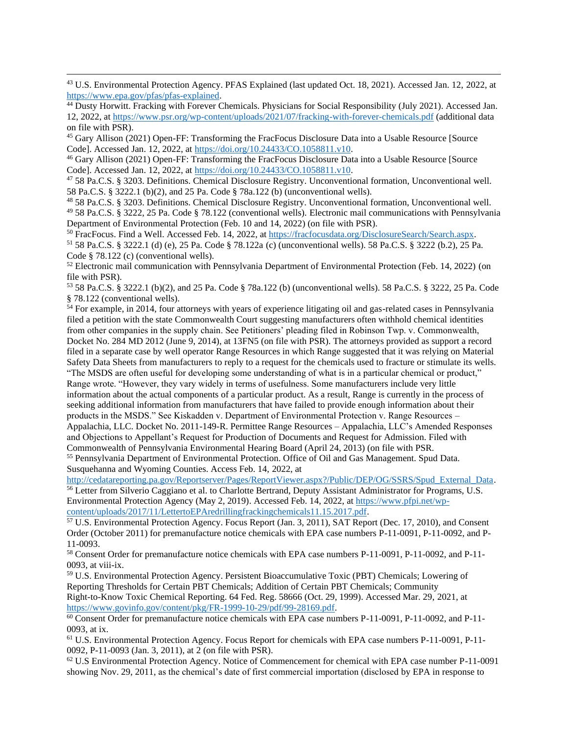[43] U.S. Environmental Protection Agency. PFAS Explained (last updated Oct. 18, 2021). Accessed Jan. 12, 2022, at https://www.epa.gov/pfas/pfas-explained.

[44] Dusty Horwitt. Fracking with Forever Chemicals. Physicians for Social Responsibility (July 2021). Accessed Jan. 12, 2022, at https://www.psr.org/wp-content/uploads/2021/07/fracking-with-forever-chemicals.pdf (additional data on file with PSR).

[45] Gary Allison (2021) Open-FF: Transforming the FracFocus Disclosure Data into a Usable Resource [Source Code]. Accessed Jan. 12, 2022, at https://doi.org/10.24433/CO.1058811.v10.

[46] Gary Allison (2021) Open-FF: Transforming the FracFocus Disclosure Data into a Usable Resource [Source Code]. Accessed Jan. 12, 2022, at https://doi.org/10.24433/CO.1058811.v10.

[47] 58 Pa.C.S. § 3203. Definitions. Chemical Disclosure Registry. Unconventional formation, Unconventional well. 58 Pa.C.S. § 3222.1 (b)(2), and 25 Pa. Code § 78a.122 (b) (unconventional wells).

[48] 58 Pa.C.S. § 3203. Definitions. Chemical Disclosure Registry. Unconventional formation, Unconventional well.

[49] 58 Pa.C.S. § 3222, 25 Pa. Code § 78.122 (conventional wells). Electronic mail communications with Pennsylvania Department of Environmental Protection (Feb. 10 and 14, 2022) (on file with PSR).

[50] FracFocus. Find a Well. Accessed Feb. 14, 2022, at https://fracfocusdata.org/DisclosureSearch/Search.aspx.

[51] 58 Pa.C.S. § 3222.1 (d) (e), 25 Pa. Code § 78.122a (c) (unconventional wells). 58 Pa.C.S. § 3222 (b.2), 25 Pa. Code § 78.122 (c) (conventional wells).

[52] Electronic mail communication with Pennsylvania Department of Environmental Protection (Feb. 14, 2022) (on file with PSR).

[53] 58 Pa.C.S. § 3222.1 (b)(2), and 25 Pa. Code § 78a.122 (b) (unconventional wells). 58 Pa.C.S. § 3222, 25 Pa. Code § 78.122 (conventional wells).

[54] For example, in 2014, four attorneys with years of experience litigating oil and gas-related cases in Pennsylvania filed a petition with the state Commonwealth Court suggesting manufacturers often withhold chemical identities from other companies in the supply chain. See Petitioners' pleading filed in Robinson Twp. v. Commonwealth, Docket No. 284 MD 2012 (June 9, 2014), at 13FN5 (on file with PSR). The attorneys provided as support a record filed in a separate case by well operator Range Resources in which Range suggested that it was relying on Material Safety Data Sheets from manufacturers to reply to a request for the chemicals used to fracture or stimulate its wells. "The MSDS are often useful for developing some understanding of what is in a particular chemical or product," Range wrote. "However, they vary widely in terms of usefulness. Some manufacturers include very little information about the actual components of a particular product. As a result, Range is currently in the process of seeking additional information from manufacturers that have failed to provide enough information about their products in the MSDS." See Kiskadden v. Department of Environmental Protection v. Range Resources – Appalachia, LLC. Docket No. 2011-149-R. Permittee Range Resources – Appalachia, LLC's Amended Responses and Objections to Appellant's Request for Production of Documents and Request for Admission. Filed with Commonwealth of Pennsylvania Environmental Hearing Board (April 24, 2013) (on file with PSR.

[55] Pennsylvania Department of Environmental Protection. Office of Oil and Gas Management. Spud Data. Susquehanna and Wyoming Counties. Access Feb. 14, 2022, at http://cedatareporting.pa.gov/Reportserver/Pages/ReportViewer.aspx?/Public/DEP/OG/SSRS/Spud_External_Data.

[56] Letter from Silverio Caggiano et al. to Charlotte Bertrand, Deputy Assistant Administrator for Programs, U.S. Environmental Protection Agency (May 2, 2019). Accessed Feb. 14, 2022, at https://www.pfpi.net/wp-content/uploads/2017/11/LettertoEPAredrillingfrackingchemicals11.15.2017.pdf.

[57] U.S. Environmental Protection Agency. Focus Report (Jan. 3, 2011), SAT Report (Dec. 17, 2010), and Consent Order (October 2011) for premanufacture notice chemicals with EPA case numbers P-11-0091, P-11-0092, and P-11-0093.

[58] Consent Order for premanufacture notice chemicals with EPA case numbers P-11-0091, P-11-0092, and P-11-0093, at viii-ix.

[59] U.S. Environmental Protection Agency. Persistent Bioaccumulative Toxic (PBT) Chemicals; Lowering of Reporting Thresholds for Certain PBT Chemicals; Addition of Certain PBT Chemicals; Community Right-to-Know Toxic Chemical Reporting. 64 Fed. Reg. 58666 (Oct. 29, 1999). Accessed Mar. 29, 2021, at https://www.govinfo.gov/content/pkg/FR-1999-10-29/pdf/99-28169.pdf.

[60] Consent Order for premanufacture notice chemicals with EPA case numbers P-11-0091, P-11-0092, and P-11-0093, at ix.

[61] U.S. Environmental Protection Agency. Focus Report for chemicals with EPA case numbers P-11-0091, P-11-0092, P-11-0093 (Jan. 3, 2011), at 2 (on file with PSR).

[62] U.S Environmental Protection Agency. Notice of Commencement for chemical with EPA case number P-11-0091 showing Nov. 29, 2011, as the chemical's date of first commercial importation (disclosed by EPA in response to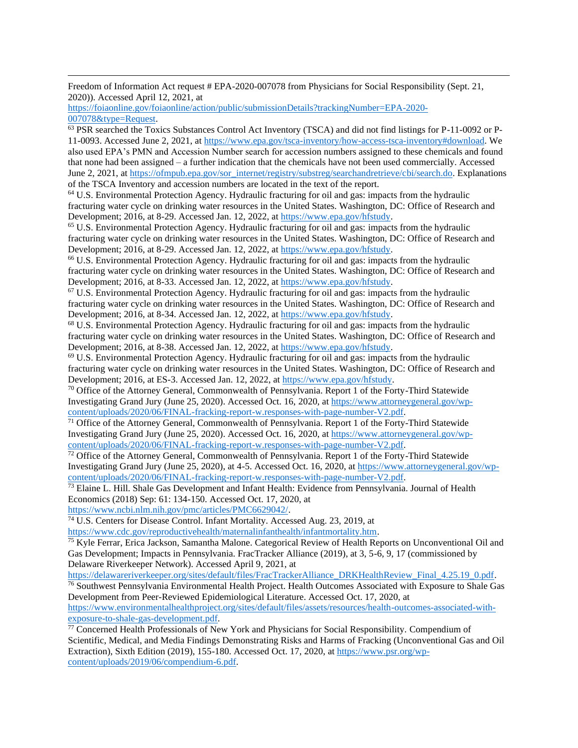Freedom of Information Act request # EPA-2020-007078 from Physicians for Social Responsibility (Sept. 21, 2020)). Accessed April 12, 2021, at https://foiaonline.gov/foiaonline/action/public/submissionDetails?trackingNumber=EPA-2020-007078&type=Request.

[63] PSR searched the Toxics Substances Control Act Inventory (TSCA) and did not find listings for P-11-0092 or P-11-0093. Accessed June 2, 2021, at https://www.epa.gov/tsca-inventory/how-access-tsca-inventory#download. We also used EPA's PMN and Accession Number search for accession numbers assigned to these chemicals and found that none had been assigned – a further indication that the chemicals have not been used commercially. Accessed June 2, 2021, at https://ofmpub.epa.gov/sor_internet/registry/substreg/searchandretrieve/cbi/search.do. Explanations of the TSCA Inventory and accession numbers are located in the text of the report.

[64] U.S. Environmental Protection Agency. Hydraulic fracturing for oil and gas: impacts from the hydraulic fracturing water cycle on drinking water resources in the United States. Washington, DC: Office of Research and Development; 2016, at 8-29. Accessed Jan. 12, 2022, at https://www.epa.gov/hfstudy.

[65] U.S. Environmental Protection Agency. Hydraulic fracturing for oil and gas: impacts from the hydraulic fracturing water cycle on drinking water resources in the United States. Washington, DC: Office of Research and Development; 2016, at 8-29. Accessed Jan. 12, 2022, at https://www.epa.gov/hfstudy.

[66] U.S. Environmental Protection Agency. Hydraulic fracturing for oil and gas: impacts from the hydraulic fracturing water cycle on drinking water resources in the United States. Washington, DC: Office of Research and Development; 2016, at 8-33. Accessed Jan. 12, 2022, at https://www.epa.gov/hfstudy.

[67] U.S. Environmental Protection Agency. Hydraulic fracturing for oil and gas: impacts from the hydraulic fracturing water cycle on drinking water resources in the United States. Washington, DC: Office of Research and Development; 2016, at 8-34. Accessed Jan. 12, 2022, at https://www.epa.gov/hfstudy.

[68] U.S. Environmental Protection Agency. Hydraulic fracturing for oil and gas: impacts from the hydraulic fracturing water cycle on drinking water resources in the United States. Washington, DC: Office of Research and Development; 2016, at 8-38. Accessed Jan. 12, 2022, at https://www.epa.gov/hfstudy.

[69] U.S. Environmental Protection Agency. Hydraulic fracturing for oil and gas: impacts from the hydraulic fracturing water cycle on drinking water resources in the United States. Washington, DC: Office of Research and Development; 2016, at ES-3. Accessed Jan. 12, 2022, at https://www.epa.gov/hfstudy.

[70] Office of the Attorney General, Commonwealth of Pennsylvania. Report 1 of the Forty-Third Statewide Investigating Grand Jury (June 25, 2020). Accessed Oct. 16, 2020, at https://www.attorneygeneral.gov/wp-content/uploads/2020/06/FINAL-fracking-report-w.responses-with-page-number-V2.pdf.

[71] Office of the Attorney General, Commonwealth of Pennsylvania. Report 1 of the Forty-Third Statewide Investigating Grand Jury (June 25, 2020). Accessed Oct. 16, 2020, at https://www.attorneygeneral.gov/wp-content/uploads/2020/06/FINAL-fracking-report-w.responses-with-page-number-V2.pdf.

[72] Office of the Attorney General, Commonwealth of Pennsylvania. Report 1 of the Forty-Third Statewide Investigating Grand Jury (June 25, 2020), at 4-5. Accessed Oct. 16, 2020, at https://www.attorneygeneral.gov/wp-content/uploads/2020/06/FINAL-fracking-report-w.responses-with-page-number-V2.pdf.

[73] Elaine L. Hill. Shale Gas Development and Infant Health: Evidence from Pennsylvania. Journal of Health Economics (2018) Sep: 61: 134-150. Accessed Oct. 17, 2020, at https://www.ncbi.nlm.nih.gov/pmc/articles/PMC6629042/.

[74] U.S. Centers for Disease Control. Infant Mortality. Accessed Aug. 23, 2019, at https://www.cdc.gov/reproductivehealth/maternalinfanthealth/infantmortality.htm.

[75] Kyle Ferrar, Erica Jackson, Samantha Malone. Categorical Review of Health Reports on Unconventional Oil and Gas Development; Impacts in Pennsylvania. FracTracker Alliance (2019), at 3, 5-6, 9, 17 (commissioned by Delaware Riverkeeper Network). Accessed April 9, 2021, at https://delawareriverkeeper.org/sites/default/files/FracTrackerAlliance_DRKHealthReview_Final_4.25.19_0.pdf.

[76] Southwest Pennsylvania Environmental Health Project. Health Outcomes Associated with Exposure to Shale Gas Development from Peer-Reviewed Epidemiological Literature. Accessed Oct. 17, 2020, at https://www.environmentalhealthproject.org/sites/default/files/assets/resources/health-outcomes-associated-with-exposure-to-shale-gas-development.pdf.

[77] Concerned Health Professionals of New York and Physicians for Social Responsibility. Compendium of Scientific, Medical, and Media Findings Demonstrating Risks and Harms of Fracking (Unconventional Gas and Oil Extraction), Sixth Edition (2019), 155-180. Accessed Oct. 17, 2020, at https://www.psr.org/wp-content/uploads/2019/06/compendium-6.pdf.